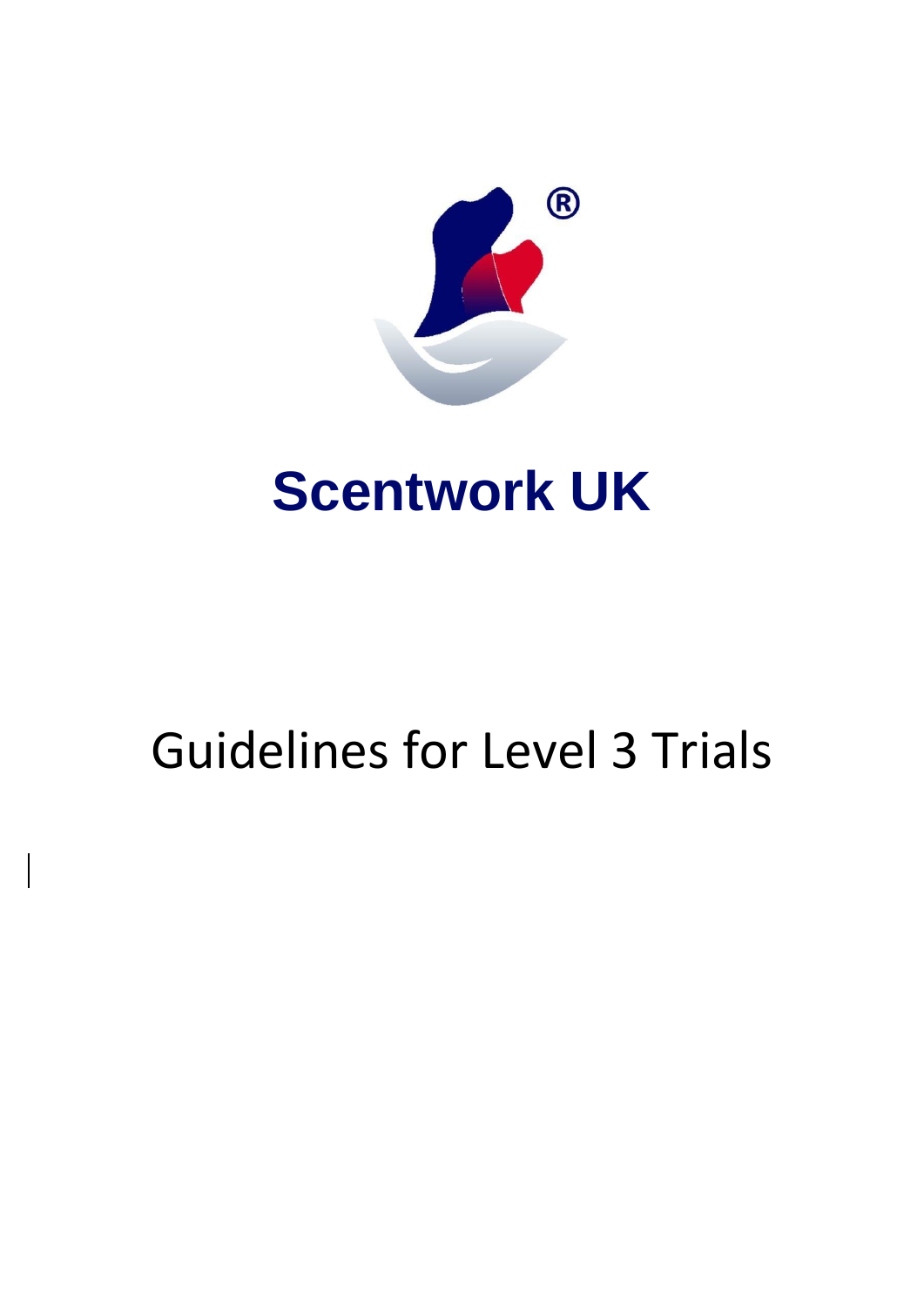# Scentwork UK

## Guidelines for Level 3 Trials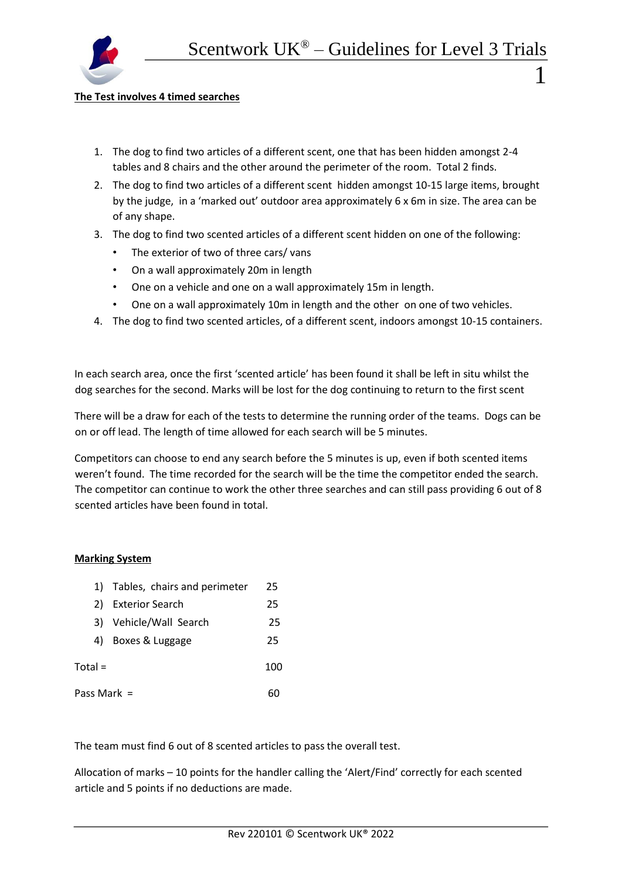**The Test involves 4 timed searches**

1. The dog to find two articles of a different scent, one that has been hidden amongst 2-4 tables and 8 chairs and the other around the perimeter of the room. Total 2 finds.
2. The dog to find two articles of a different scent hidden amongst 10-15 large items, brought by the judge, in a 'marked out' outdoor area approximately 6 x 6m in size. The area can be of any shape.
3. The dog to find two scented articles of a different scent hidden on one of the following:
   - The exterior of two of three cars/ vans
   - On a wall approximately 20m in length
   - One on a vehicle and one on a wall approximately 15m in length.
   - One on a wall approximately 10m in length and the other on one of two vehicles.
4. The dog to find two scented articles, of a different scent, indoors amongst 10-15 containers.

In each search area, once the first 'scented article' has been found it shall be left in situ whilst the dog searches for the second. Marks will be lost for the dog continuing to return to the first scent

There will be a draw for each of the tests to determine the running order of the teams. Dogs can be on or off lead. The length of time allowed for each search will be 5 minutes.

Competitors can choose to end any search before the 5 minutes is up, even if both scented items weren't found. The time recorded for the search will be the time the competitor ended the search. The competitor can continue to work the other three searches and can still pass providing 6 out of 8 scented articles have been found in total.

**Marking System**

| | |
|---|---|
| 1) Tables, chairs and perimeter | 25 |
| 2) Exterior Search | 25 |
| 3) Vehicle/Wall Search | 25 |
| 4) Boxes & Luggage | 25 |
| Total = | 100 |
| Pass Mark = | 60 |

The team must find 6 out of 8 scented articles to pass the overall test.

Allocation of marks – 10 points for the handler calling the 'Alert/Find' correctly for each scented article and 5 points if no deductions are made.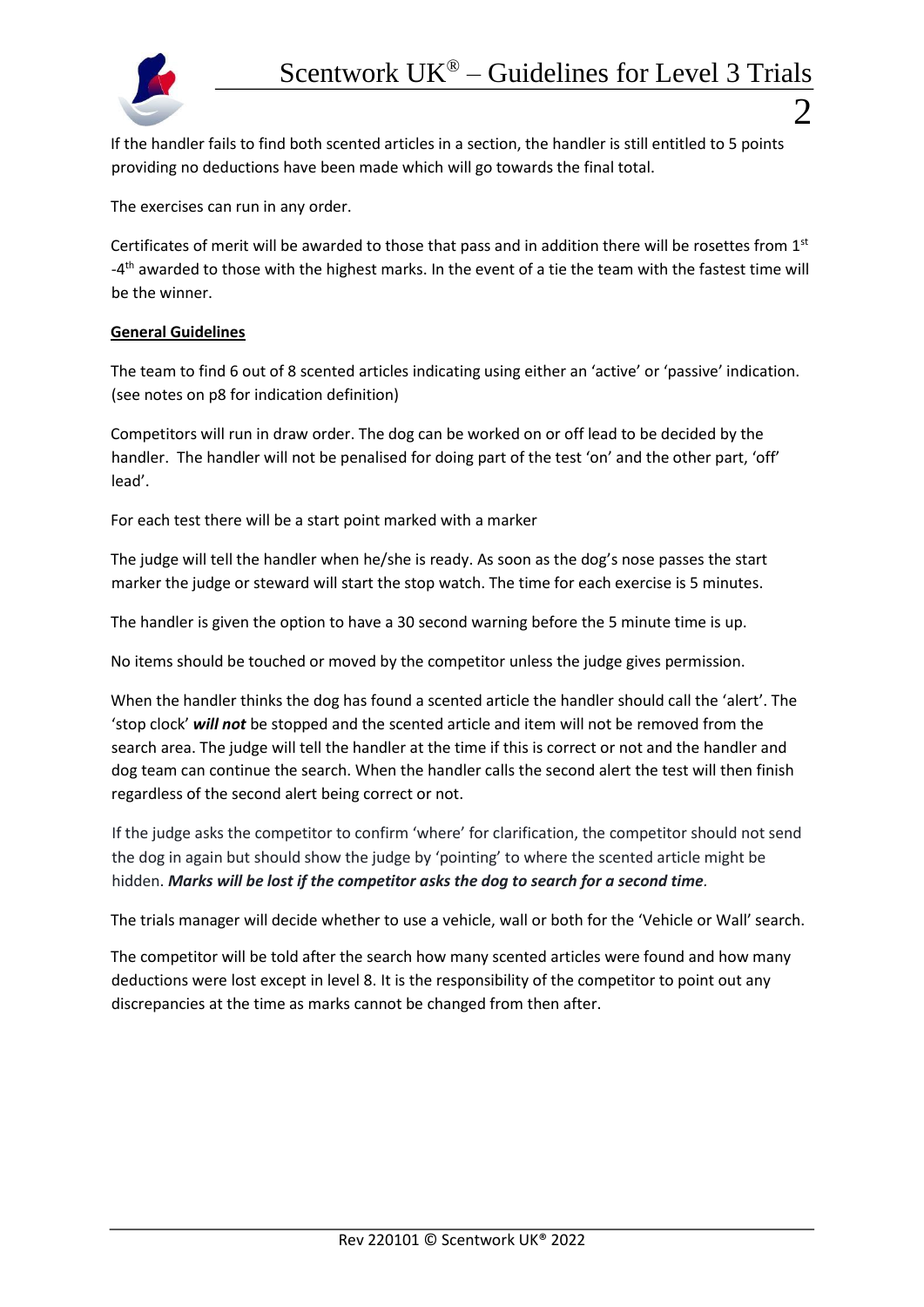If the handler fails to find both scented articles in a section, the handler is still entitled to 5 points providing no deductions have been made which will go towards the final total.

The exercises can run in any order.

Certificates of merit will be awarded to those that pass and in addition there will be rosettes from 1st -4th awarded to those with the highest marks. In the event of a tie the team with the fastest time will be the winner.

**General Guidelines**

The team to find 6 out of 8 scented articles indicating using either an 'active' or 'passive' indication. (see notes on p8 for indication definition)

Competitors will run in draw order. The dog can be worked on or off lead to be decided by the handler. The handler will not be penalised for doing part of the test 'on' and the other part, 'off' lead'.

For each test there will be a start point marked with a marker

The judge will tell the handler when he/she is ready. As soon as the dog's nose passes the start marker the judge or steward will start the stop watch. The time for each exercise is 5 minutes.

The handler is given the option to have a 30 second warning before the 5 minute time is up.

No items should be touched or moved by the competitor unless the judge gives permission.

When the handler thinks the dog has found a scented article the handler should call the 'alert'. The 'stop clock' ***will not*** be stopped and the scented article and item will not be removed from the search area. The judge will tell the handler at the time if this is correct or not and the handler and dog team can continue the search. When the handler calls the second alert the test will then finish regardless of the second alert being correct or not.

If the judge asks the competitor to confirm 'where' for clarification, the competitor should not send the dog in again but should show the judge by 'pointing' to where the scented article might be hidden. ***Marks will be lost if the competitor asks the dog to search for a second time***.

The trials manager will decide whether to use a vehicle, wall or both for the 'Vehicle or Wall' search.

The competitor will be told after the search how many scented articles were found and how many deductions were lost except in level 8. It is the responsibility of the competitor to point out any discrepancies at the time as marks cannot be changed from then after.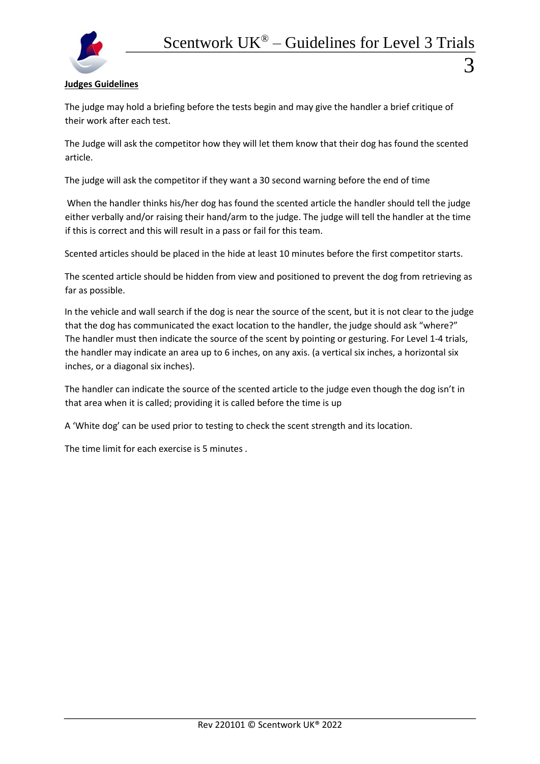**Judges Guidelines**

The judge may hold a briefing before the tests begin and may give the handler a brief critique of their work after each test.

The Judge will ask the competitor how they will let them know that their dog has found the scented article.

The judge will ask the competitor if they want a 30 second warning before the end of time

When the handler thinks his/her dog has found the scented article the handler should tell the judge either verbally and/or raising their hand/arm to the judge. The judge will tell the handler at the time if this is correct and this will result in a pass or fail for this team.

Scented articles should be placed in the hide at least 10 minutes before the first competitor starts.

The scented article should be hidden from view and positioned to prevent the dog from retrieving as far as possible.

In the vehicle and wall search if the dog is near the source of the scent, but it is not clear to the judge that the dog has communicated the exact location to the handler, the judge should ask "where?" The handler must then indicate the source of the scent by pointing or gesturing. For Level 1-4 trials, the handler may indicate an area up to 6 inches, on any axis. (a vertical six inches, a horizontal six inches, or a diagonal six inches).

The handler can indicate the source of the scented article to the judge even though the dog isn't in that area when it is called; providing it is called before the time is up

A 'White dog' can be used prior to testing to check the scent strength and its location.

The time limit for each exercise is 5 minutes .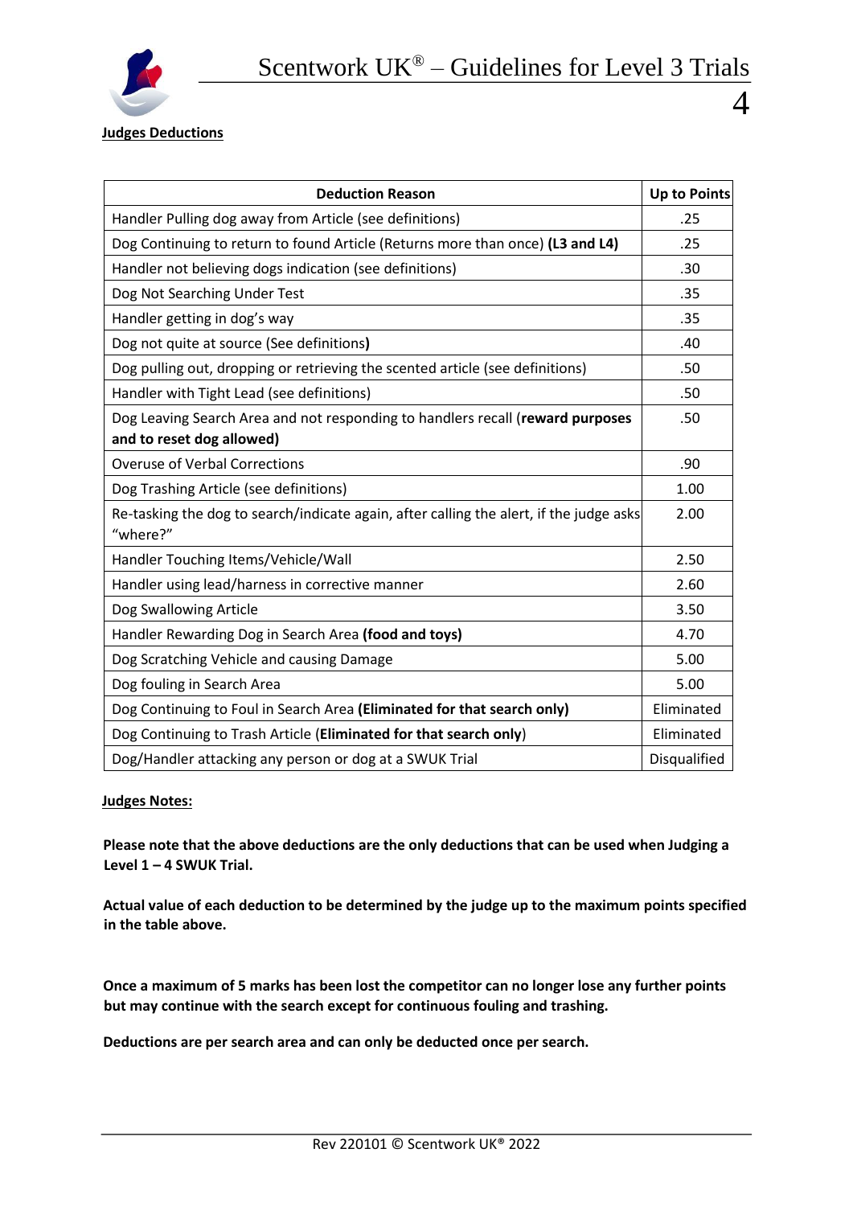**Judges Deductions**

| Deduction Reason | Up to Points |
|---|---|
| Handler Pulling dog away from Article (see definitions) | .25 |
| Dog Continuing to return to found Article (Returns more than once) **(L3 and L4)** | .25 |
| Handler not believing dogs indication (see definitions) | .30 |
| Dog Not Searching Under Test | .35 |
| Handler getting in dog's way | .35 |
| Dog not quite at source (See definitions**)** | .40 |
| Dog pulling out, dropping or retrieving the scented article (see definitions) | .50 |
| Handler with Tight Lead (see definitions) | .50 |
| Dog Leaving Search Area and not responding to handlers recall (**reward purposes and to reset dog allowed)** | .50 |
| Overuse of Verbal Corrections | .90 |
| Dog Trashing Article (see definitions) | 1.00 |
| Re-tasking the dog to search/indicate again, after calling the alert, if the judge asks "where?" | 2.00 |
| Handler Touching Items/Vehicle/Wall | 2.50 |
| Handler using lead/harness in corrective manner | 2.60 |
| Dog Swallowing Article | 3.50 |
| Handler Rewarding Dog in Search Area **(food and toys)** | 4.70 |
| Dog Scratching Vehicle and causing Damage | 5.00 |
| Dog fouling in Search Area | 5.00 |
| Dog Continuing to Foul in Search Area **(Eliminated for that search only)** | Eliminated |
| Dog Continuing to Trash Article (**Eliminated for that search only**) | Eliminated |
| Dog/Handler attacking any person or dog at a SWUK Trial | Disqualified |

**Judges Notes:**

**Please note that the above deductions are the only deductions that can be used when Judging a Level 1 – 4 SWUK Trial.**

**Actual value of each deduction to be determined by the judge up to the maximum points specified in the table above.**

**Once a maximum of 5 marks has been lost the competitor can no longer lose any further points but may continue with the search except for continuous fouling and trashing.**

**Deductions are per search area and can only be deducted once per search.**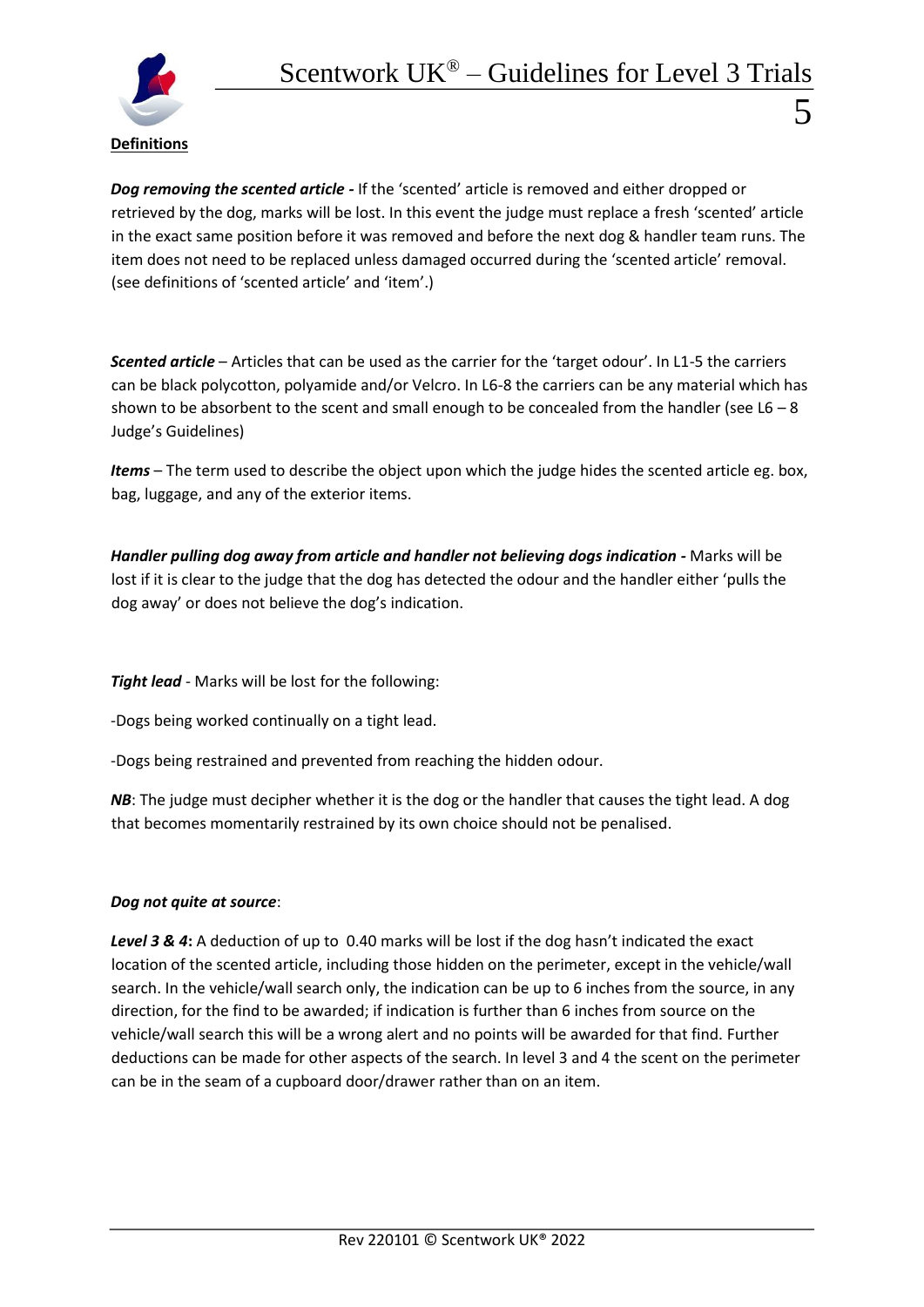**Definitions**

***Dog removing the scented article -*** If the 'scented' article is removed and either dropped or retrieved by the dog, marks will be lost. In this event the judge must replace a fresh 'scented' article in the exact same position before it was removed and before the next dog & handler team runs. The item does not need to be replaced unless damaged occurred during the 'scented article' removal. (see definitions of 'scented article' and 'item'.)

***Scented article*** – Articles that can be used as the carrier for the 'target odour'. In L1-5 the carriers can be black polycotton, polyamide and/or Velcro. In L6-8 the carriers can be any material which has shown to be absorbent to the scent and small enough to be concealed from the handler (see L6 – 8 Judge's Guidelines)

***Items*** – The term used to describe the object upon which the judge hides the scented article eg. box, bag, luggage, and any of the exterior items.

***Handler pulling dog away from article and handler not believing dogs indication -*** Marks will be lost if it is clear to the judge that the dog has detected the odour and the handler either 'pulls the dog away' or does not believe the dog's indication.

***Tight lead*** - Marks will be lost for the following:

-Dogs being worked continually on a tight lead.

-Dogs being restrained and prevented from reaching the hidden odour.

***NB***: The judge must decipher whether it is the dog or the handler that causes the tight lead. A dog that becomes momentarily restrained by its own choice should not be penalised.

***Dog not quite at source***:

***Level 3 & 4*:** A deduction of up to 0.40 marks will be lost if the dog hasn't indicated the exact location of the scented article, including those hidden on the perimeter, except in the vehicle/wall search. In the vehicle/wall search only, the indication can be up to 6 inches from the source, in any direction, for the find to be awarded; if indication is further than 6 inches from source on the vehicle/wall search this will be a wrong alert and no points will be awarded for that find. Further deductions can be made for other aspects of the search. In level 3 and 4 the scent on the perimeter can be in the seam of a cupboard door/drawer rather than on an item.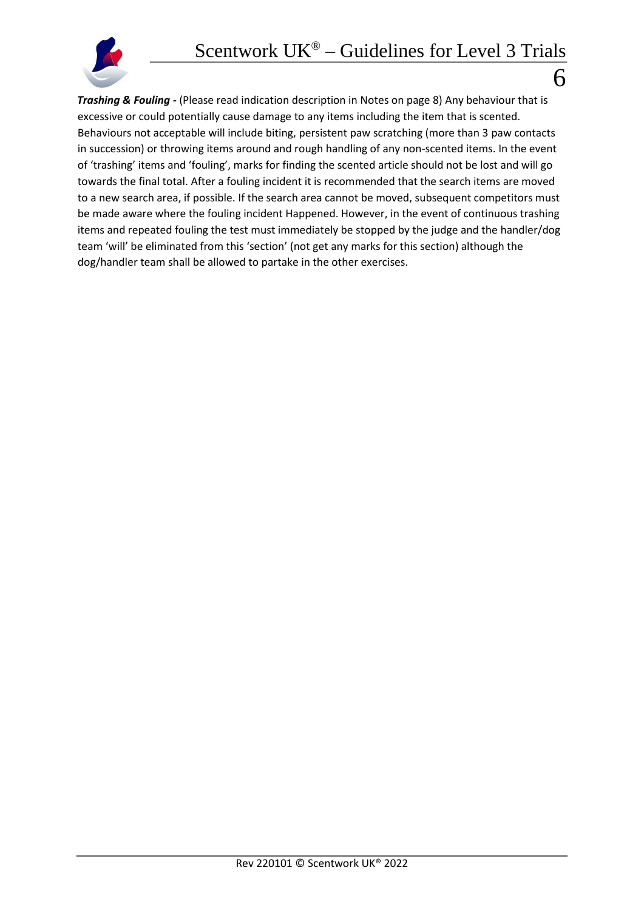***Trashing & Fouling -*** (Please read indication description in Notes on page 8) Any behaviour that is excessive or could potentially cause damage to any items including the item that is scented. Behaviours not acceptable will include biting, persistent paw scratching (more than 3 paw contacts in succession) or throwing items around and rough handling of any non-scented items. In the event of 'trashing' items and 'fouling', marks for finding the scented article should not be lost and will go towards the final total. After a fouling incident it is recommended that the search items are moved to a new search area, if possible. If the search area cannot be moved, subsequent competitors must be made aware where the fouling incident Happened. However, in the event of continuous trashing items and repeated fouling the test must immediately be stopped by the judge and the handler/dog team 'will' be eliminated from this 'section' (not get any marks for this section) although the dog/handler team shall be allowed to partake in the other exercises.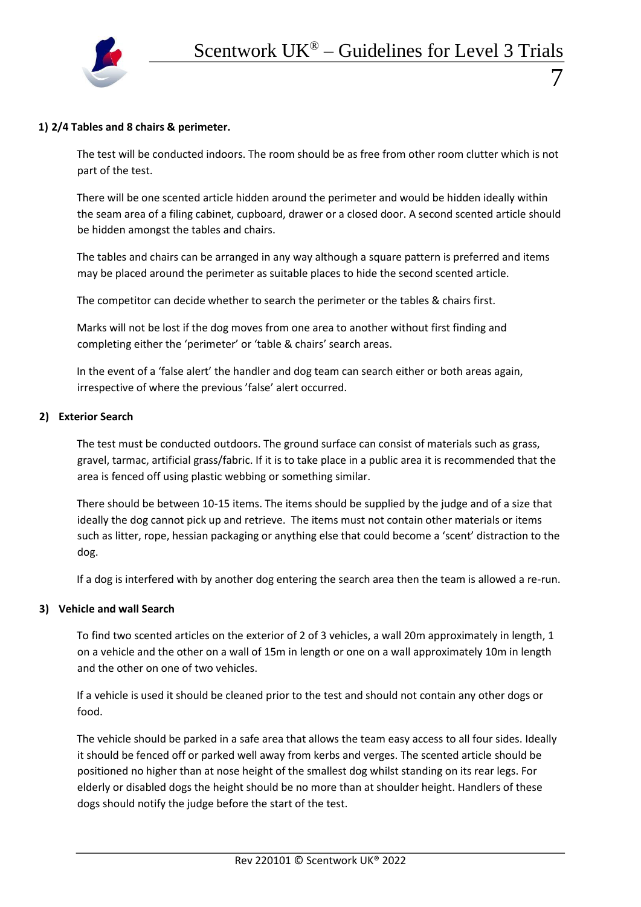**1) 2/4 Tables and 8 chairs & perimeter.**

The test will be conducted indoors. The room should be as free from other room clutter which is not part of the test.

There will be one scented article hidden around the perimeter and would be hidden ideally within the seam area of a filing cabinet, cupboard, drawer or a closed door. A second scented article should be hidden amongst the tables and chairs.

The tables and chairs can be arranged in any way although a square pattern is preferred and items may be placed around the perimeter as suitable places to hide the second scented article.

The competitor can decide whether to search the perimeter or the tables & chairs first.

Marks will not be lost if the dog moves from one area to another without first finding and completing either the 'perimeter' or 'table & chairs' search areas.

In the event of a 'false alert' the handler and dog team can search either or both areas again, irrespective of where the previous 'false' alert occurred.

**2) Exterior Search**

The test must be conducted outdoors. The ground surface can consist of materials such as grass, gravel, tarmac, artificial grass/fabric. If it is to take place in a public area it is recommended that the area is fenced off using plastic webbing or something similar.

There should be between 10-15 items. The items should be supplied by the judge and of a size that ideally the dog cannot pick up and retrieve. The items must not contain other materials or items such as litter, rope, hessian packaging or anything else that could become a 'scent' distraction to the dog.

If a dog is interfered with by another dog entering the search area then the team is allowed a re-run.

**3) Vehicle and wall Search**

To find two scented articles on the exterior of 2 of 3 vehicles, a wall 20m approximately in length, 1 on a vehicle and the other on a wall of 15m in length or one on a wall approximately 10m in length and the other on one of two vehicles.

If a vehicle is used it should be cleaned prior to the test and should not contain any other dogs or food.

The vehicle should be parked in a safe area that allows the team easy access to all four sides. Ideally it should be fenced off or parked well away from kerbs and verges. The scented article should be positioned no higher than at nose height of the smallest dog whilst standing on its rear legs. For elderly or disabled dogs the height should be no more than at shoulder height. Handlers of these dogs should notify the judge before the start of the test.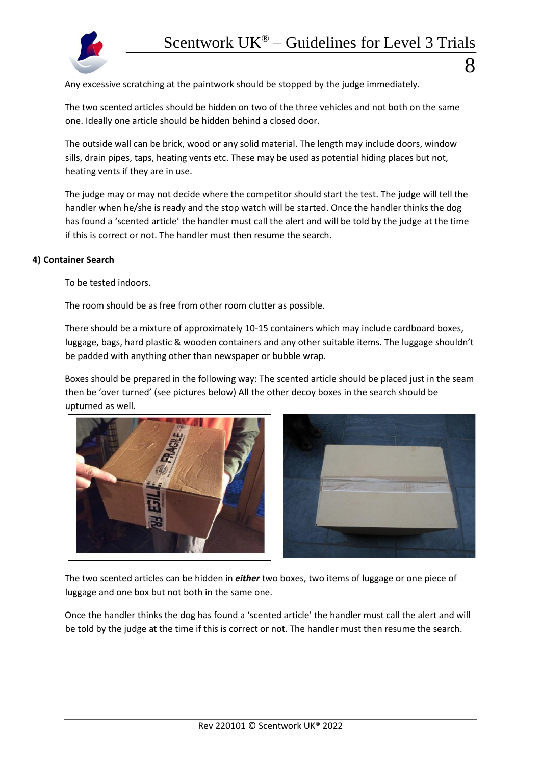Any excessive scratching at the paintwork should be stopped by the judge immediately.

The two scented articles should be hidden on two of the three vehicles and not both on the same one. Ideally one article should be hidden behind a closed door.

The outside wall can be brick, wood or any solid material. The length may include doors, window sills, drain pipes, taps, heating vents etc. These may be used as potential hiding places but not, heating vents if they are in use.

The judge may or may not decide where the competitor should start the test. The judge will tell the handler when he/she is ready and the stop watch will be started. Once the handler thinks the dog has found a 'scented article' the handler must call the alert and will be told by the judge at the time if this is correct or not. The handler must then resume the search.

**4) Container Search**

To be tested indoors.

The room should be as free from other room clutter as possible.

There should be a mixture of approximately 10-15 containers which may include cardboard boxes, luggage, bags, hard plastic & wooden containers and any other suitable items. The luggage shouldn't be padded with anything other than newspaper or bubble wrap.

Boxes should be prepared in the following way: The scented article should be placed just in the seam then be 'over turned' (see pictures below) All the other decoy boxes in the search should be upturned as well.

The two scented articles can be hidden in ***either*** two boxes, two items of luggage or one piece of luggage and one box but not both in the same one.

Once the handler thinks the dog has found a 'scented article' the handler must call the alert and will be told by the judge at the time if this is correct or not. The handler must then resume the search.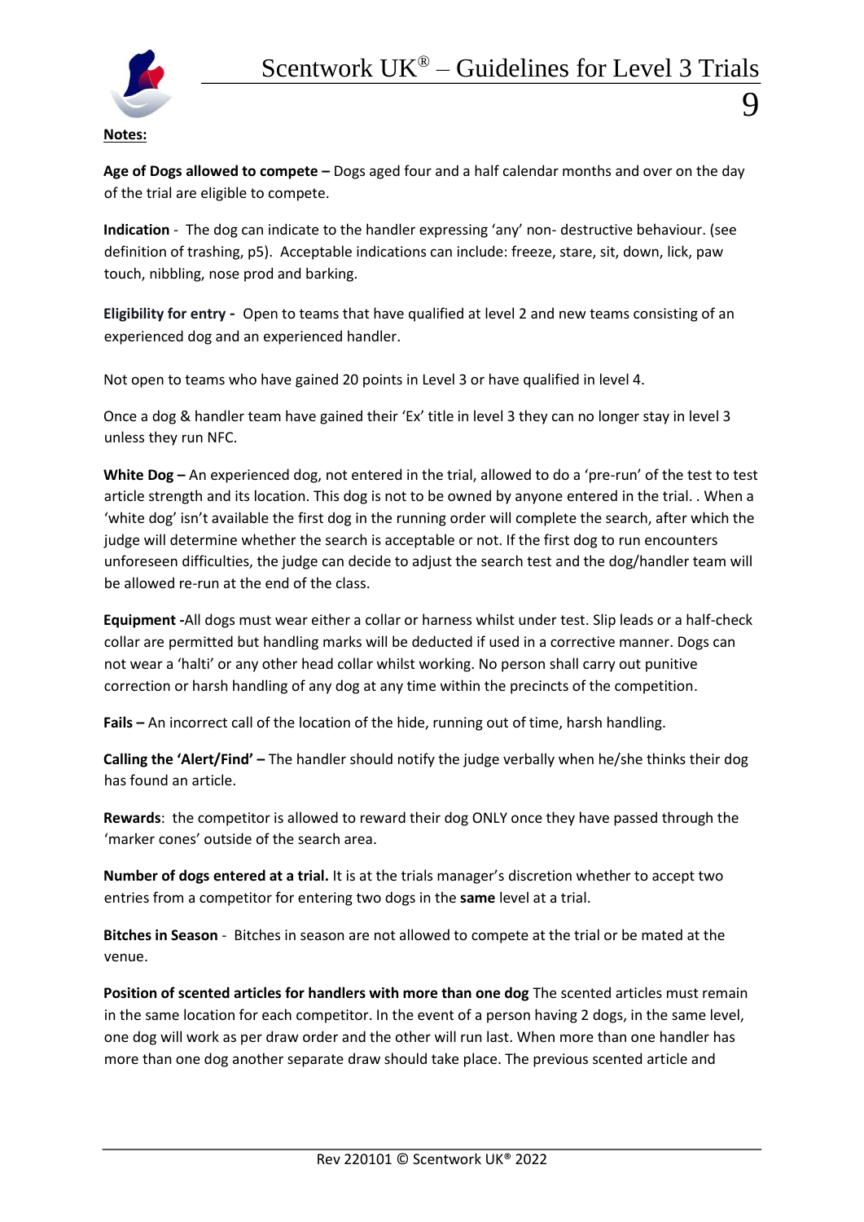**Notes:**

**Age of Dogs allowed to compete –** Dogs aged four and a half calendar months and over on the day of the trial are eligible to compete.

**Indication** - The dog can indicate to the handler expressing 'any' non- destructive behaviour. (see definition of trashing, p5). Acceptable indications can include: freeze, stare, sit, down, lick, paw touch, nibbling, nose prod and barking.

**Eligibility for entry -** Open to teams that have qualified at level 2 and new teams consisting of an experienced dog and an experienced handler.

Not open to teams who have gained 20 points in Level 3 or have qualified in level 4.

Once a dog & handler team have gained their 'Ex' title in level 3 they can no longer stay in level 3 unless they run NFC.

**White Dog –** An experienced dog, not entered in the trial, allowed to do a 'pre-run' of the test to test article strength and its location. This dog is not to be owned by anyone entered in the trial. . When a 'white dog' isn't available the first dog in the running order will complete the search, after which the judge will determine whether the search is acceptable or not. If the first dog to run encounters unforeseen difficulties, the judge can decide to adjust the search test and the dog/handler team will be allowed re-run at the end of the class.

**Equipment -**All dogs must wear either a collar or harness whilst under test. Slip leads or a half-check collar are permitted but handling marks will be deducted if used in a corrective manner. Dogs can not wear a 'halti' or any other head collar whilst working. No person shall carry out punitive correction or harsh handling of any dog at any time within the precincts of the competition.

**Fails –** An incorrect call of the location of the hide, running out of time, harsh handling.

**Calling the 'Alert/Find' –** The handler should notify the judge verbally when he/she thinks their dog has found an article.

**Rewards**: the competitor is allowed to reward their dog ONLY once they have passed through the 'marker cones' outside of the search area.

**Number of dogs entered at a trial.** It is at the trials manager's discretion whether to accept two entries from a competitor for entering two dogs in the **same** level at a trial.

**Bitches in Season** - Bitches in season are not allowed to compete at the trial or be mated at the venue.

**Position of scented articles for handlers with more than one dog** The scented articles must remain in the same location for each competitor. In the event of a person having 2 dogs, in the same level, one dog will work as per draw order and the other will run last. When more than one handler has more than one dog another separate draw should take place. The previous scented article and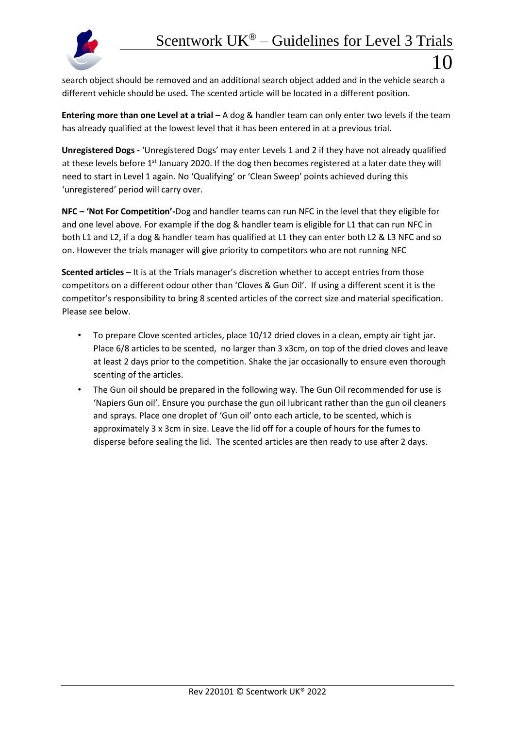search object should be removed and an additional search object added and in the vehicle search a different vehicle should be used**.** The scented article will be located in a different position.

**Entering more than one Level at a trial –** A dog & handler team can only enter two levels if the team has already qualified at the lowest level that it has been entered in at a previous trial.

**Unregistered Dogs -** 'Unregistered Dogs' may enter Levels 1 and 2 if they have not already qualified at these levels before 1st January 2020. If the dog then becomes registered at a later date they will need to start in Level 1 again. No 'Qualifying' or 'Clean Sweep' points achieved during this 'unregistered' period will carry over.

**NFC – 'Not For Competition'-**Dog and handler teams can run NFC in the level that they eligible for and one level above. For example if the dog & handler team is eligible for L1 that can run NFC in both L1 and L2, if a dog & handler team has qualified at L1 they can enter both L2 & L3 NFC and so on. However the trials manager will give priority to competitors who are not running NFC

**Scented articles** – It is at the Trials manager's discretion whether to accept entries from those competitors on a different odour other than 'Cloves & Gun Oil'. If using a different scent it is the competitor's responsibility to bring 8 scented articles of the correct size and material specification. Please see below.

- To prepare Clove scented articles, place 10/12 dried cloves in a clean, empty air tight jar. Place 6/8 articles to be scented, no larger than 3 x3cm, on top of the dried cloves and leave at least 2 days prior to the competition. Shake the jar occasionally to ensure even thorough scenting of the articles.
- The Gun oil should be prepared in the following way. The Gun Oil recommended for use is 'Napiers Gun oil'. Ensure you purchase the gun oil lubricant rather than the gun oil cleaners and sprays. Place one droplet of 'Gun oil' onto each article, to be scented, which is approximately 3 x 3cm in size. Leave the lid off for a couple of hours for the fumes to disperse before sealing the lid. The scented articles are then ready to use after 2 days.